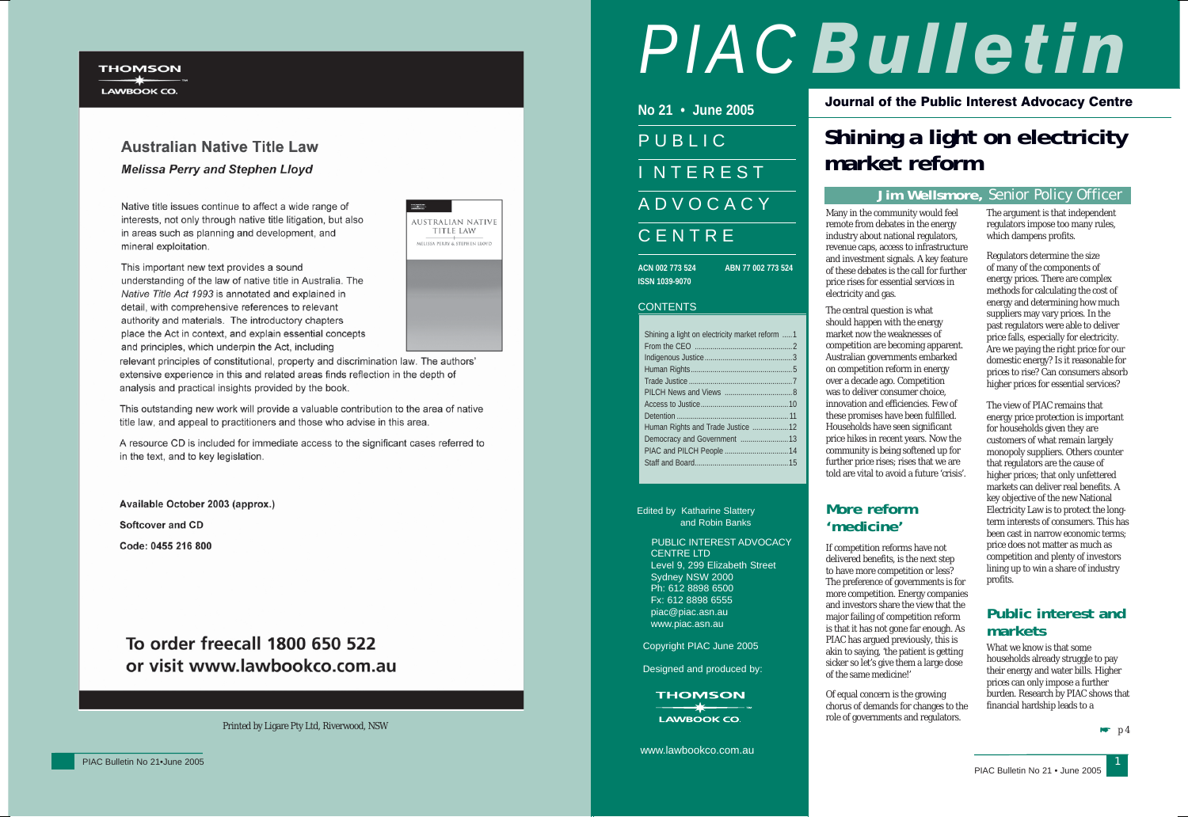**THOMSON LAWBOOK CO.**

## Australian Native Title Law

*Melissa Perry and Stephen Lloyd*

Native title issues continue to affect a wide range of interests, not only through native title litigation, but also in areas such as planning and development, and mineral exploitation.

This important new text provides a sound understanding of the law of native title in Australia. The *Native Title Act 1993* is annotated and explained in detail, with comprehensive references to relevant authority and materials. The introductory chapters place the Act in context, and explain essential concepts and principles, which underpin the Act, including relevant principles of constitutional, property and discrimination law. The authors' extensive experience in this and related areas finds reflection in the depth of analysis and practical insights provided by the book.

This outstanding new work will provide a valuable contribution to the area of native title law, and appeal to practitioners and those who advise in this area.

A resource CD is included for immediate access to the significant cases referred to in the text, and to key legislation.

**Available October 2003 (approx.)**

**Softcover and CD**

**Code: 0455 216 800**

**To order freecall 1800 650 522 or visit www.lawbookco.com.au**

Printed by Ligare Pty Ltd, Riverwood, NSW

# PIAC Bulletin

**No 21 • June 2005**

PUBLIC INTEREST ADVOCACY CENTRE

**ACN 002 773 524** **ABN 77 002 773 524**
**ISSN 1039-9070**

**Journal of the Public Interest Advocacy Centre**

CONTENTS

| | |
|---|---|
| Shining a light on electricity market reform | 1 |
| From the CEO | 2 |
| Indigenous Justice | 3 |
| Human Rights | 5 |
| Trade Justice | 7 |
| PILCH News and Views | 8 |
| Access to Justice | 10 |
| Detention | 11 |
| Human Rights and Trade Justice | 12 |
| Democracy and Government | 13 |
| PIAC and PILCH People | 14 |
| Staff and Board | 15 |

Edited by Katharine Slattery and Robin Banks

PUBLIC INTEREST ADVOCACY CENTRE LTD
Level 9, 299 Elizabeth Street
Sydney NSW 2000
Ph: 612 8898 6500
Fx: 612 8898 6555
piac@piac.asn.au
www.piac.asn.au

Copyright PIAC June 2005

Designed and produced by:

THOMSON LAWBOOK CO.

www.lawbookco.com.au

# Shining a light on electricity market reform

**Jim Wellsmore,** Senior Policy Officer

Many in the community would feel remote from debates in the energy industry about national regulators, revenue caps, access to infrastructure and investment signals. A key feature of these debates is the call for further price rises for essential services in electricity and gas.

The central question is what should happen with the energy market now the weaknesses of competition are becoming apparent. Australian governments embarked on competition reform in energy over a decade ago. Competition was to deliver consumer choice, innovation and efficiencies. Few of these promises have been fulfilled. Households have seen significant price hikes in recent years. Now the community is being softened up for further price rises; rises that we are told are vital to avoid a future 'crisis'.

## More reform 'medicine'

If competition reforms have not delivered benefits, is the next step to have more competition or less? The preference of governments is for more competition. Energy companies and investors share the view that the major failing of competition reform is that it has not gone far enough. As PIAC has argued previously, this is akin to saying, 'the patient is getting sicker so let's give them a large dose of the same medicine!'

Of equal concern is the growing chorus of demands for changes to the role of governments and regulators. The argument is that independent regulators impose too many rules, which dampens profits.

Regulators determine the size of many of the components of energy prices. There are complex methods for calculating the cost of energy and determining how much suppliers may vary prices. In the past regulators were able to deliver price falls, especially for electricity. Are we paying the right price for our domestic energy? Is it reasonable for prices to rise? Can consumers absorb higher prices for essential services?

The view of PIAC remains that energy price protection is important for households given they are customers of what remain largely monopoly suppliers. Others counter that regulators are the cause of higher prices; that only unfettered markets can deliver real benefits. A key objective of the new National Electricity Law is to protect the long-term interests of consumers. This has been cast in narrow economic terms; price does not matter as much as competition and plenty of investors lining up to win a share of industry profits.

## Public interest and markets

What we know is that some households already struggle to pay their energy and water bills. Higher prices can only impose a further burden. Research by PIAC shows that financial hardship leads to a

☛ p4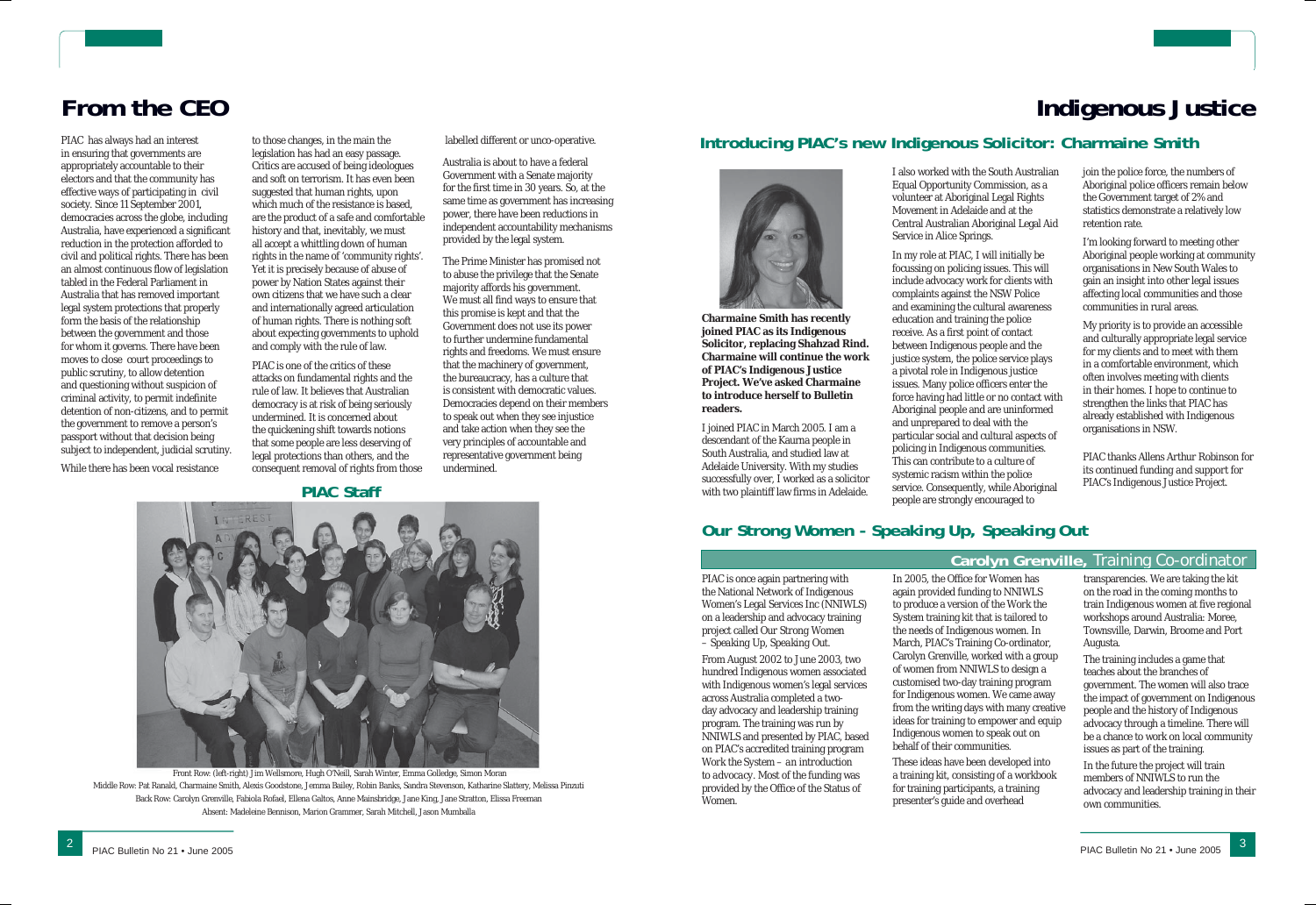# From the CEO

PIAC has always had an interest in ensuring that governments are appropriately accountable to their electors and that the community has effective ways of participating in civil society. Since 11 September 2001, democracies across the globe, including Australia, have experienced a significant reduction in the protection afforded to civil and political rights. There has been an almost continuous flow of legislation tabled in the Federal Parliament in Australia that has removed important legal system protections that properly form the basis of the relationship between the government and those for whom it governs. There have been moves to close court proceedings to public scrutiny, to allow detention and questioning without suspicion of criminal activity, to permit indefinite detention of non-citizens, and to permit the government to remove a person's passport without that decision being subject to independent, judicial scrutiny.

While there has been vocal resistance to those changes, in the main the legislation has had an easy passage. Critics are accused of being ideologues and soft on terrorism. It has even been suggested that human rights, upon which much of the resistance is based, are the product of a safe and comfortable history and that, inevitably, we must all accept a whittling down of human rights in the name of 'community rights'. Yet it is precisely because of abuse of power by Nation States against their own citizens that we have such a clear and internationally agreed articulation of human rights. There is nothing soft about expecting governments to uphold and comply with the rule of law.

PIAC is one of the critics of these attacks on fundamental rights and the rule of law. It believes that Australian democracy is at risk of being seriously undermined. It is concerned about the quickening shift towards notions that some people are less deserving of legal protections than others, and the consequent removal of rights from those labelled different or unco-operative.

Australia is about to have a federal Government with a Senate majority for the first time in 30 years. So, at the same time as government has increasing power, there have been reductions in independent accountability mechanisms provided by the legal system.

The Prime Minister has promised not to abuse the privilege that the Senate majority affords his government. We must all find ways to ensure that this promise is kept and that the Government does not use its power to further undermine fundamental rights and freedoms. We must ensure that the machinery of government, the bureaucracy, has a culture that is consistent with democratic values. Democracies depend on their members to speak out when they see injustice and take action when they see the very principles of accountable and representative government being undermined.

## PIAC Staff

Front Row: (left-right) Jim Wellsmore, Hugh O'Neill, Sarah Winter, Emma Golledge, Simon Moran
Middle Row: Pat Ranald, Charmaine Smith, Alexis Goodstone, Jemma Bailey, Robin Banks, Sandra Stevenson, Katharine Slattery, Melissa Pinzuti
Back Row: Carolyn Grenville, Fabiola Rofael, Ellena Galtos, Anne Mainsbridge, Jane King, Jane Stratton, Elissa Freeman
Absent: Madeleine Bennison, Marion Grammer, Sarah Mitchell, Jason Mumballa

# Indigenous Justice

## Introducing PIAC's new Indigenous Solicitor: Charmaine Smith

**Charmaine Smith has recently joined PIAC as its Indigenous Solicitor, replacing Shahzad Rind. Charmaine will continue the work of PIAC's Indigenous Justice Project. We've asked Charmaine to introduce herself to Bulletin readers.**

I joined PIAC in March 2005. I am a descendant of the Kaurna people in South Australia, and studied law at Adelaide University. With my studies successfully over, I worked as a solicitor with two plaintiff law firms in Adelaide.

I also worked with the South Australian Equal Opportunity Commission, as a volunteer at Aboriginal Legal Rights Movement in Adelaide and at the Central Australian Aboriginal Legal Aid Service in Alice Springs.

In my role at PIAC, I will initially be focussing on policing issues. This will include advocacy work for clients with complaints against the NSW Police and examining the cultural awareness education and training the police receive. As a first point of contact between Indigenous people and the justice system, the police service plays a pivotal role in Indigenous justice issues. Many police officers enter the force having had little or no contact with Aboriginal people and are uninformed and unprepared to deal with the particular social and cultural aspects of policing in Indigenous communities. This can contribute to a culture of systemic racism within the police service. Consequently, while Aboriginal people are strongly encouraged to join the police force, the numbers of Aboriginal police officers remain below the Government target of 2% and statistics demonstrate a relatively low retention rate.

I'm looking forward to meeting other Aboriginal people working at community organisations in New South Wales to gain an insight into other legal issues affecting local communities and those communities in rural areas.

My priority is to provide an accessible and culturally appropriate legal service for my clients and to meet with them in a comfortable environment, which often involves meeting with clients in their homes. I hope to continue to strengthen the links that PIAC has already established with Indigenous organisations in NSW.

*PIAC thanks Allens Arthur Robinson for its continued funding and support for PIAC's Indigenous Justice Project.*

## Our Strong Women - Speaking Up, Speaking Out

**Carolyn Grenville,** Training Co-ordinator

PIAC is once again partnering with the National Network of Indigenous Women's Legal Services Inc (NNIWLS) on a leadership and advocacy training project called *Our Strong Women – Speaking Up, Speaking Out.*

From August 2002 to June 2003, two hundred Indigenous women associated with Indigenous women's legal services across Australia completed a two-day advocacy and leadership training program. The training was run by NNIWLS and presented by PIAC, based on PIAC's accredited training program *Work the System – an introduction to advocacy*. Most of the funding was provided by the Office of the Status of Women.

In 2005, the Office for Women has again provided funding to NNIWLS to produce a version of the Work the System training kit that is tailored to the needs of Indigenous women. In March, PIAC's Training Co-ordinator, Carolyn Grenville, worked with a group of women from NNIWLS to design a customised two-day training program for Indigenous women. We came away from the writing days with many creative ideas for training to empower and equip Indigenous women to speak out on behalf of their communities.

These ideas have been developed into a training kit, consisting of a workbook for training participants, a training presenter's guide and overhead transparencies. We are taking the kit on the road in the coming months to train Indigenous women at five regional workshops around Australia: Moree, Townsville, Darwin, Broome and Port Augusta.

The training includes a game that teaches about the branches of government. The women will also trace the impact of government on Indigenous people and the history of Indigenous advocacy through a timeline. There will be a chance to work on local community issues as part of the training.

In the future the project will train members of NNIWLS to run the advocacy and leadership training in their own communities.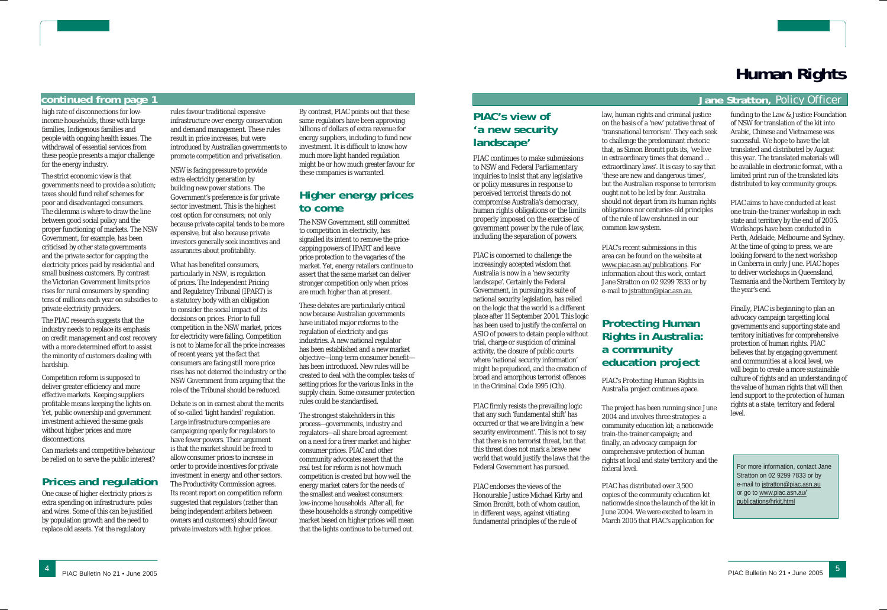## continued from page 1

high rate of disconnections for low-income households, those with large families, Indigenous families and people with ongoing health issues. The withdrawal of essential services from these people presents a major challenge for the energy industry.

The strict economic view is that governments need to provide a solution; taxes should fund relief schemes for poor and disadvantaged consumers. The dilemma is where to draw the line between good social policy and the proper functioning of markets. The NSW Government, for example, has been criticised by other state governments and the private sector for capping the electricity prices paid by residential and small business customers. By contrast the Victorian Government limits price rises for rural consumers by spending tens of millions each year on subsidies to private electricity providers.

The PIAC research suggests that the industry needs to replace its emphasis on credit management and cost recovery with a more determined effort to assist the minority of customers dealing with hardship.

Competition reform is supposed to deliver greater efficiency and more effective markets. Keeping suppliers profitable means keeping the lights on. Yet, public ownership and government investment achieved the same goals without higher prices and more disconnections.

Can markets and competitive behaviour be relied on to serve the public interest?

### Prices and regulation

One cause of higher electricity prices is extra spending on infrastructure: poles and wires. Some of this can be justified by population growth and the need to replace old assets. Yet the regulatory rules favour traditional expensive infrastructure over energy conservation and demand management. These rules result in price increases, but were introduced by Australian governments to promote competition and privatisation.

NSW is facing pressure to provide extra electricity generation by building new power stations. The Government's preference is for private sector investment. This is the highest cost option for consumers; not only because private capital tends to be more expensive, but also because private investors generally seek incentives and assurances about profitability.

What has benefited consumers, particularly in NSW, is regulation of prices. The Independent Pricing and Regulatory Tribunal (IPART) is a statutory body with an obligation to consider the social impact of its decisions on prices. Prior to full competition in the NSW market, prices for electricity were falling. Competition is not to blame for all the price increases of recent years; yet the fact that consumers are facing still more price rises has not deterred the industry or the NSW Government from arguing that the role of the Tribunal should be reduced.

Debate is on in earnest about the merits of so-called 'light handed' regulation. Large infrastructure companies are campaigning openly for regulators to have fewer powers. Their argument is that the market should be freed to allow consumer prices to increase in order to provide incentives for private investment in energy and other sectors. The Productivity Commission agrees. Its recent report on competition reform suggested that regulators (rather than being independent arbiters between owners and customers) should favour private investors with higher prices.

By contrast, PIAC points out that these same regulators have been approving billions of dollars of extra revenue for energy suppliers, including to fund new investment. It is difficult to know how much more light handed regulation might be or how much greater favour for these companies is warranted.

### Higher energy prices to come

The NSW Government, still committed to competition in electricity, has signalled its intent to remove the price-capping powers of IPART and leave price protection to the vagaries of the market. Yet, energy retailers continue to assert that the same market can deliver stronger competition only when prices are much higher than at present.

These debates are particularly critical now because Australian governments have initiated major reforms to the regulation of electricity and gas industries. A new national regulator has been established and a new market objective—long-term consumer benefit—has been introduced. New rules will be created to deal with the complex tasks of setting prices for the various links in the supply chain. Some consumer protection rules could be standardised.

The strongest stakeholders in this process—governments, industry and regulators—all share broad agreement on a need for a freer market and higher consumer prices. PIAC and other community advocates assert that the real test for reform is not how much competition is created but how well the energy market caters for the needs of the smallest and weakest consumers: low-income households. After all, for these households a strongly competitive market based on higher prices will mean that the lights continue to be turned out.

# Human Rights

**Jane Stratton,** *Policy Officer*

### PIAC's view of 'a new security landscape'

PIAC continues to make submissions to NSW and Federal Parliamentary inquiries to insist that any legislative or policy measures in response to perceived terrorist threats do not compromise Australia's democracy, human rights obligations or the limits properly imposed on the exercise of government power by the rule of law, including the separation of powers.

PIAC is concerned to challenge the increasingly accepted wisdom that Australia is now in a 'new security landscape'. Certainly the Federal Government, in pursuing its suite of national security legislation, has relied on the logic that the world is a different place after 11 September 2001. This logic has been used to justify the conferral on ASIO of powers to detain people without trial, charge or suspicion of criminal activity, the closure of public courts where 'national security information' might be prejudiced, and the creation of broad and amorphous terrorist offences in the Criminal Code 1995 (Cth).

PIAC firmly resists the prevailing logic that any such 'fundamental shift' has occurred or that we are living in a 'new security environment'. This is not to say that there is no terrorist threat, but that this threat does not mark a brave new world that would justify the laws that the Federal Government has pursued.

PIAC endorses the views of the Honourable Justice Michael Kirby and Simon Bronitt, both of whom caution, in different ways, against vitiating fundamental principles of the rule of law, human rights and criminal justice on the basis of a 'new' putative threat of 'transnational terrorism'. They each seek to challenge the predominant rhetoric that, as Simon Bronitt puts its, 'we live in extraordinary times that demand ... extraordinary laws'. It is easy to say that 'these are new and dangerous times', but the Australian response to terrorism ought not to be led by fear. Australia should not depart from its human rights obligations nor centuries-old principles of the rule of law enshrined in our common law system.

PIAC's recent submissions in this area can be found on the website at www.piac.asn.au/publications. For information about this work, contact Jane Stratton on 02 9299 7833 or by e-mail to jstratton@piac.asn.au.

### Protecting Human Rights in Australia: a community education project

PIAC's *Protecting Human Rights in Australia* project continues apace.

The project has been running since June 2004 and involves three strategies: a community education kit; a nationwide train-the-trainer campaign; and finally, an advocacy campaign for comprehensive protection of human rights at local and state/territory and the federal level.

PIAC has distributed over 3,500 copies of the community education kit nationwide since the launch of the kit in June 2004. We were excited to learn in March 2005 that PIAC's application for funding to the Law & Justice Foundation of NSW for translation of the kit into Arabic, Chinese and Vietnamese was successful. We hope to have the kit translated and distributed by August this year. The translated materials will be available in electronic format, with a limited print run of the translated kits distributed to key community groups.

PIAC aims to have conducted at least one train-the-trainer workshop in each state and territory by the end of 2005. Workshops have been conducted in Perth, Adelaide, Melbourne and Sydney. At the time of going to press, we are looking forward to the next workshop in Canberra in early June. PIAC hopes to deliver workshops in Queensland, Tasmania and the Northern Territory by the year's end.

Finally, PIAC is beginning to plan an advocacy campaign targetting local governments and supporting state and territory initiatives for comprehensive protection of human rights. PIAC believes that by engaging government and communities at a local level, we will begin to create a more sustainable culture of rights and an understanding of the value of human rights that will then lend support to the protection of human rights at a state, territory and federal level.

For more information, contact Jane Stratton on 02 9299 7833 or by e-mail to jstratton@piac.asn.au or go to www.piac.asn.au/publications/hrkit.html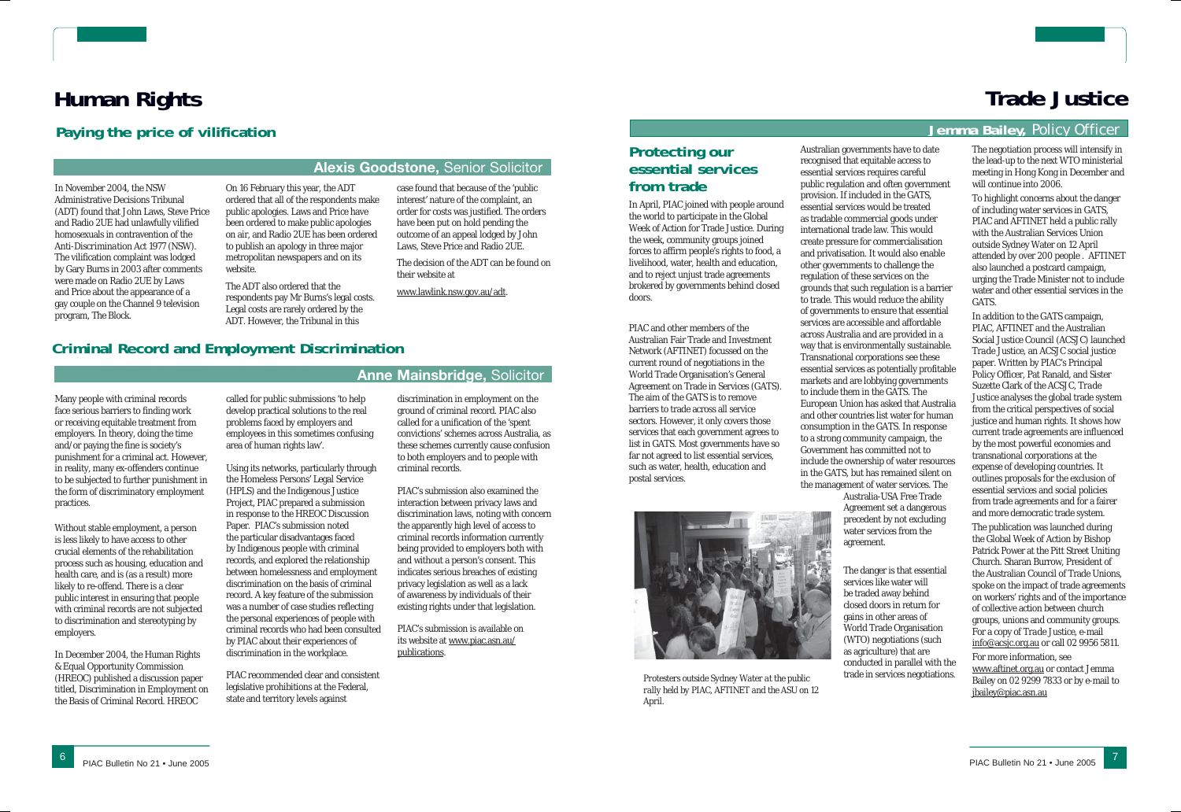# Human Rights

## Paying the price of vilification

**Alexis Goodstone,** Senior Solicitor

In November 2004, the NSW Administrative Decisions Tribunal (ADT) found that John Laws, Steve Price and Radio 2UE had unlawfully vilified homosexuals in contravention of the *Anti-Discrimination Act 1977* (NSW). The vilification complaint was lodged by Gary Burns in 2003 after comments were made on Radio 2UE by Laws and Price about the appearance of a gay couple on the Channel 9 television program, The Block.

On 16 February this year, the ADT ordered that all of the respondents make public apologies. Laws and Price have been ordered to make public apologies on air, and Radio 2UE has been ordered to publish an apology in three major metropolitan newspapers and on its website.

The ADT also ordered that the respondents pay Mr Burns's legal costs. Legal costs are rarely ordered by the ADT. However, the Tribunal in this case found that because of the 'public interest' nature of the complaint, an order for costs was justified. The orders have been put on hold pending the outcome of an appeal lodged by John Laws, Steve Price and Radio 2UE.

The decision of the ADT can be found on their website at

www.lawlink.nsw.gov.au/adt.

## Criminal Record and Employment Discrimination

**Anne Mainsbridge,** Solicitor

Many people with criminal records face serious barriers to finding work or receiving equitable treatment from employers. In theory, doing the time and/or paying the fine is society's punishment for a criminal act. However, in reality, many ex-offenders continue to be subjected to further punishment in the form of discriminatory employment practices.

Without stable employment, a person is less likely to have access to other crucial elements of the rehabilitation process such as housing, education and health care, and is (as a result) more likely to re-offend. There is a clear public interest in ensuring that people with criminal records are not subjected to discrimination and stereotyping by employers.

In December 2004, the Human Rights & Equal Opportunity Commission (HREOC) published a discussion paper titled, Discrimination in Employment on the Basis of Criminal Record. HREOC called for public submissions 'to help develop practical solutions to the real problems faced by employers and employees in this sometimes confusing area of human rights law'.

Using its networks, particularly through the Homeless Persons' Legal Service (HPLS) and the Indigenous Justice Project, PIAC prepared a submission in response to the HREOC Discussion Paper. PIAC's submission noted the particular disadvantages faced by Indigenous people with criminal records, and explored the relationship between homelessness and employment discrimination on the basis of criminal record. A key feature of the submission was a number of case studies reflecting the personal experiences of people with criminal records who had been consulted by PIAC about their experiences of discrimination in the workplace.

PIAC recommended clear and consistent legislative prohibitions at the Federal, state and territory levels against discrimination in employment on the ground of criminal record. PIAC also called for a unification of the 'spent convictions' schemes across Australia, as these schemes currently cause confusion to both employers and to people with criminal records.

PIAC's submission also examined the interaction between privacy laws and discrimination laws, noting with concern the apparently high level of access to criminal records information currently being provided to employers both with and without a person's consent. This indicates serious breaches of existing privacy legislation as well as a lack of awareness by individuals of their existing rights under that legislation.

PIAC's submission is available on its website at www.piac.asn.au/publications.

# Trade Justice

**Jemma Bailey,** Policy Officer

## Protecting our essential services from trade

In April, PIAC joined with people around the world to participate in the Global Week of Action for Trade Justice. During the week, community groups joined forces to affirm people's rights to food, a livelihood, water, health and education, and to reject unjust trade agreements brokered by governments behind closed doors.

PIAC and other members of the Australian Fair Trade and Investment Network (AFTINET) focussed on the current round of negotiations in the World Trade Organisation's General Agreement on Trade in Services (GATS). The aim of the GATS is to remove barriers to trade across all service sectors. However, it only covers those services that each government agrees to list in GATS. Most governments have so far not agreed to list essential services, such as water, health, education and postal services.

Australian governments have to date recognised that equitable access to essential services requires careful public regulation and often government provision. If included in the GATS, essential services would be treated as tradable commercial goods under international trade law. This would create pressure for commercialisation and privatisation. It would also enable other governments to challenge the regulation of these services on the grounds that such regulation is a barrier to trade. This would reduce the ability of governments to ensure that essential services are accessible and affordable across Australia and are provided in a way that is environmentally sustainable. Transnational corporations see these essential services as potentially profitable markets and are lobbying governments to include them in the GATS. The European Union has asked that Australia and other countries list water for human consumption in the GATS. In response to a strong community campaign, the Government has committed not to include the ownership of water resources in the GATS, but has remained silent on the management of water services. The Australia-USA Free Trade Agreement set a dangerous precedent by not excluding water services from the agreement.

The danger is that essential services like water will be traded away behind closed doors in return for gains in other areas of World Trade Organisation (WTO) negotiations (such as agriculture) that are conducted in parallel with the trade in services negotiations.

*Protesters outside Sydney Water at the public rally held by PIAC, AFTINET and the ASU on 12 April.*

The negotiation process will intensify in the lead-up to the next WTO ministerial meeting in Hong Kong in December and will continue into 2006.

To highlight concerns about the danger of including water services in GATS, PIAC and AFTINET held a public rally with the Australian Services Union outside Sydney Water on 12 April attended by over 200 people . AFTINET also launched a postcard campaign, urging the Trade Minister not to include water and other essential services in the GATS.

In addition to the GATS campaign, PIAC, AFTINET and the Australian Social Justice Council (ACSJC) launched Trade Justice, an ACSJC social justice paper. Written by PIAC's Principal Policy Officer, Pat Ranald, and Sister Suzette Clark of the ACSJC, Trade Justice analyses the global trade system from the critical perspectives of social justice and human rights. It shows how current trade agreements are influenced by the most powerful economies and transnational corporations at the expense of developing countries. It outlines proposals for the exclusion of essential services and social policies from trade agreements and for a fairer and more democratic trade system.

The publication was launched during the Global Week of Action by Bishop Patrick Power at the Pitt Street Uniting Church. Sharan Burrow, President of the Australian Council of Trade Unions, spoke on the impact of trade agreements on workers' rights and of the importance of collective action between church groups, unions and community groups. For a copy of Trade Justice, e-mail info@acsjc.org.au or call 02 9956 5811.

For more information, see www.aftinet.org.au or contact Jemma Bailey on 02 9299 7833 or by e-mail to jbailey@piac.asn.au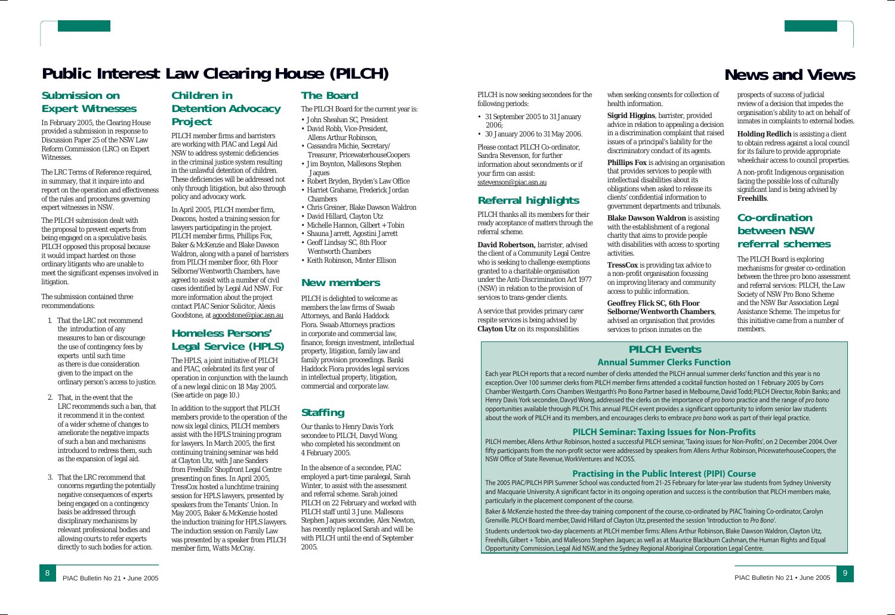# Public Interest Law Clearing House (PILCH)

## Submission on Expert Witnesses

In February 2005, the Clearing House provided a submission in response to Discussion Paper 25 of the NSW Law Reform Commission (LRC) on Expert Witnesses.

The LRC Terms of Reference required, in summary, that it inquire into and report on the operation and effectiveness of the rules and procedures governing expert witnesses in NSW.

The PILCH submission dealt with the proposal to prevent experts from being engaged on a speculative basis. PILCH opposed this proposal because it would impact hardest on those ordinary litigants who are unable to meet the significant expenses involved in litigation.

The submission contained three recommendations:

1. That the LRC not recommend the introduction of any measures to ban or discourage the use of contingency fees by experts until such time as there is due consideration given to the impact on the ordinary person's access to justice.
2. That, in the event that the LRC recommends such a ban, that it recommend it in the context of a wider scheme of changes to ameliorate the negative impacts of such a ban and mechanisms introduced to redress them, such as the expansion of legal aid.
3. That the LRC recommend that concerns regarding the potentially negative consequences of experts being engaged on a contingency basis be addressed through disciplinary mechanisms by relevant professional bodies and allowing courts to refer experts directly to such bodies for action.

## Children in Detention Advocacy Project

PILCH member firms and barristers are working with PIAC and Legal Aid NSW to address systemic deficiencies in the criminal justice system resulting in the unlawful detention of children. These deficiencies will be addressed not only through litigation, but also through policy and advocacy work.

In April 2005, PILCH member firm, Deacons, hosted a training session for lawyers participating in the project. PILCH member firms, Phillips Fox, Baker & McKenzie and Blake Dawson Waldron, along with a panel of barristers from PILCH member floor, 6th Floor Selborne/Wentworth Chambers, have agreed to assist with a number of civil cases identified by Legal Aid NSW. For more information about the project contact PIAC Senior Solicitor, Alexis Goodstone, at agoodstone@piac.asn.au

## Homeless Persons' Legal Service (HPLS)

The HPLS, a joint initiative of PILCH and PIAC, celebrated its first year of operation in conjunction with the launch of a new legal clinic on 18 May 2005. (See article on page 10.)

In addition to the support that PILCH members provide to the operation of the now six legal clinics, PILCH members assist with the HPLS training program for lawyers. In March 2005, the first continuing training seminar was held at Clayton Utz, with Jane Sanders from Freehills' Shopfront Legal Centre presenting on fines. In April 2005, TressCox hosted a lunchtime training session for HPLS lawyers, presented by speakers from the Tenants' Union. In May 2005, Baker & McKenzie hosted the induction training for HPLS lawyers. The induction session on Family Law was presented by a speaker from PILCH member firm, Watts McCray.

## The Board

The PILCH Board for the current year is:

- John Sheahan SC, President
- David Robb, Vice-President, Allens Arthur Robinson,
- Cassandra Michie, Secretary/ Treasurer, PricewaterhouseCoopers
- Jim Boynton, Mallesons Stephen Jaques
- Robert Bryden, Bryden's Law Office
- Harriet Grahame, Frederick Jordan Chambers
- Chris Greiner, Blake Dawson Waldron
- David Hillard, Clayton Utz
- Michelle Hannon, Gilbert + Tobin
- Shauna Jarrett, Agostini Jarrett
- Geoff Lindsay SC, 8th Floor Wentworth Chambers
- Keith Robinson, Minter Ellison

## New members

PILCH is delighted to welcome as members the law firms of Swaab Attorneys, and Banki Haddock Fiora. Swaab Attorneys practices in corporate and commercial law, finance, foreign investment, intellectual property, litigation, family law and family provision proceedings. Banki Haddock Fiora provides legal services in intellectual property, litigation, commercial and corporate law.

## Staffing

Our thanks to Henry Davis York secondee to PILCH, Davyd Wong, who completed his secondment on 4 February 2005.

In the absence of a secondee, PIAC employed a part-time paralegal, Sarah Winter, to assist with the assessment and referral scheme. Sarah joined PILCH on 22 February and worked with PILCH staff until 3 June. Mallesons Stephen Jaques secondee, Alex Newton, has recently replaced Sarah and will be with PILCH until the end of September 2005.

# News and Views

PILCH is now seeking secondees for the following periods:

- 31 September 2005 to 31 January 2006;
- 30 January 2006 to 31 May 2006.

Please contact PILCH Co-ordinator, Sandra Stevenson, for further information about secondments or if your firm can assist: sstevenson@piac.asn.au

## Referral highlights

PILCH thanks all its members for their ready acceptance of matters through the referral scheme.

**David Robertson,** barrister, advised the client of a Community Legal Centre who is seeking to challenge exemptions granted to a charitable organisation under the Anti-Discrimination Act 1977 (NSW) in relation to the provision of services to trans-gender clients.

A service that provides primary carer respite services is being advised by **Clayton Utz** on its responsibilities when seeking consents for collection of health information.

**Sigrid Higgins**, barrister, provided advice in relation to appealing a decision in a discrimination complaint that raised issues of a principal's liability for the discriminatory conduct of its agents.

**Phillips Fox** is advising an organisation that provides services to people with intellectual disabilities about its obligations when asked to release its clients' confidential information to government departments and tribunals.

**Blake Dawson Waldron** is assisting with the establishment of a regional charity that aims to provide people with disabilities with access to sporting activities.

**TressCox** is providing tax advice to a non-profit organisation focussing on improving literacy and community access to public information.

**Geoffrey Flick SC, 6th Floor Selborne/Wentworth Chambers**, advised an organisation that provides services to prison inmates on the prospects of success of judicial review of a decision that impedes the organisation's ability to act on behalf of inmates in complaints to external bodies.

**Holding Redlich** is assisting a client to obtain redress against a local council for its failure to provide appropriate wheelchair access to council properties.

A non-profit Indigenous organisation facing the possible loss of culturally significant land is being advised by **Freehills**.

## Co-ordination between NSW referral schemes

The PILCH Board is exploring mechanisms for greater co-ordination between the three pro bono assessment and referral services: PILCH, the Law Society of NSW Pro Bono Scheme and the NSW Bar Association Legal Assistance Scheme. The impetus for this initiative came from a number of members.

## PILCH Events

### Annual Summer Clerks Function

Each year PILCH reports that a record number of clerks attended the PILCH annual summer clerks' function and this year is no exception. Over 100 summer clerks from PILCH member firms attended a cocktail function hosted on 1 February 2005 by Corrs Chamber Westgarth. Corrs Chambers Westgarth's Pro Bono Partner based in Melbourne, David Todd; PILCH Director, Robin Banks; and Henry Davis York secondee, Davyd Wong, addressed the clerks on the importance of *pro bono* practice and the range of *pro bono* opportunities available through PILCH. This annual PILCH event provides a significant opportunity to inform senior law students about the work of PILCH and its members, and encourages clerks to embrace *pro bono* work as part of their legal practice.

### PILCH Seminar: Taxing Issues for Non-Profits

PILCH member, Allens Arthur Robinson, hosted a successful PILCH seminar, 'Taxing issues for Non-Profits', on 2 December 2004. Over fifty participants from the non-profit sector were addressed by speakers from Allens Arthur Robinson, PricewaterhouseCoopers, the NSW Office of State Revenue, WorkVentures and NCOSS.

### Practising in the Public Interest (PIPI) Course

The 2005 PIAC/PILCH PIPI Summer School was conducted from 21-25 February for later-year law students from Sydney University and Macquarie University. A significant factor in its ongoing operation and success is the contribution that PILCH members make, particularly in the placement component of the course.

Baker & McKenzie hosted the three-day training component of the course, co-ordinated by PIAC Training Co-ordinator, Carolyn Grenville. PILCH Board member, David Hillard of Clayton Utz, presented the session 'Introduction to *Pro Bono*'.

Students undertook two-day placements at PILCH member firms: Allens Arthur Robinson, Blake Dawson Waldron, Clayton Utz, Freehills, Gilbert + Tobin, and Mallesons Stephen Jaques; as well as at Maurice Blackburn Cashman, the Human Rights and Equal Opportunity Commission, Legal Aid NSW, and the Sydney Regional Aboriginal Corporation Legal Centre.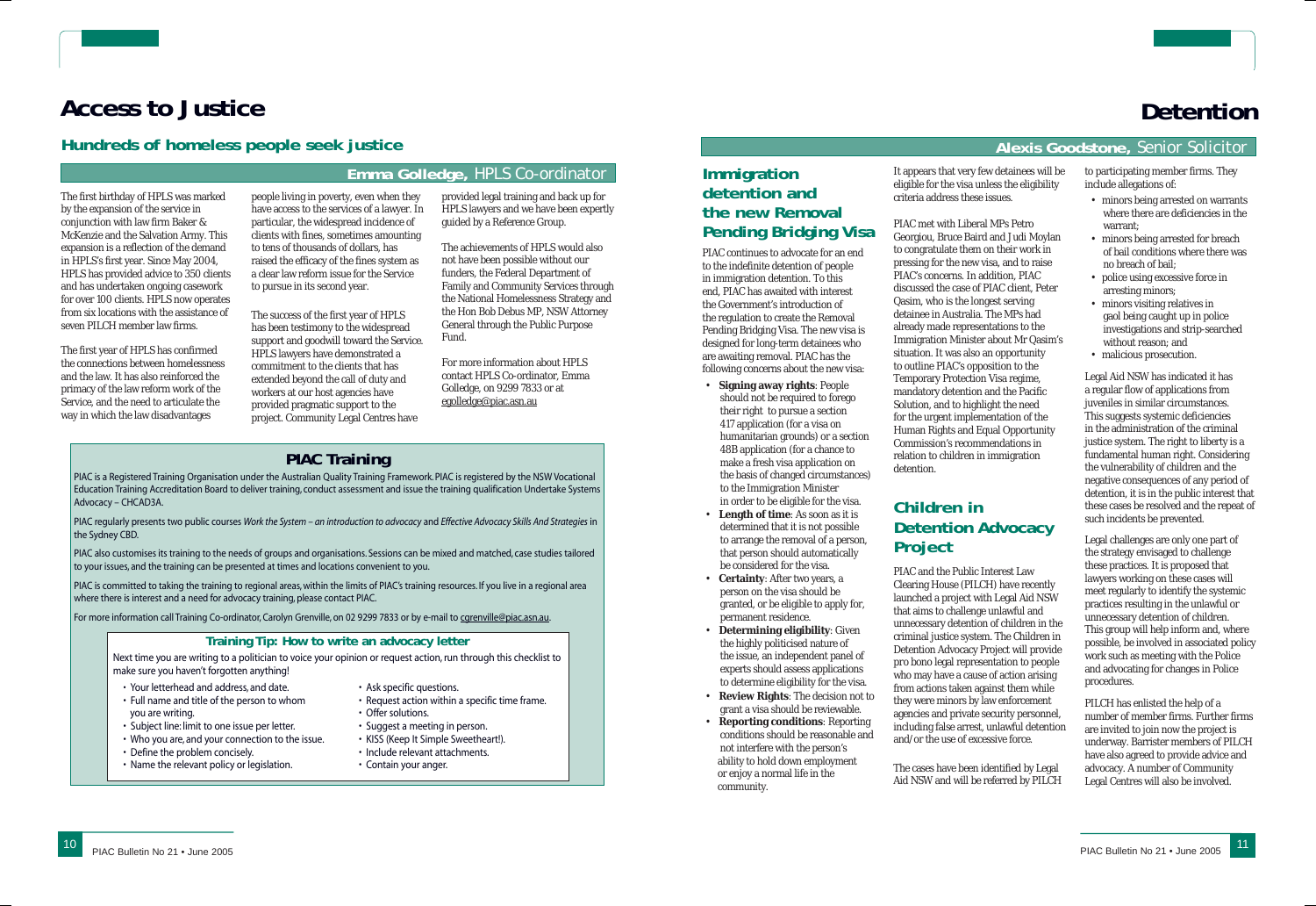# Access to Justice

## Hundreds of homeless people seek justice

**Emma Golledge,** HPLS Co-ordinator

The first birthday of HPLS was marked by the expansion of the service in conjunction with law firm Baker & McKenzie and the Salvation Army. This expansion is a reflection of the demand in HPLS's first year. Since May 2004, HPLS has provided advice to 350 clients and has undertaken ongoing casework for over 100 clients. HPLS now operates from six locations with the assistance of seven PILCH member law firms.

The first year of HPLS has confirmed the connections between homelessness and the law. It has also reinforced the primacy of the law reform work of the Service, and the need to articulate the way in which the law disadvantages people living in poverty, even when they have access to the services of a lawyer. In particular, the widespread incidence of clients with fines, sometimes amounting to tens of thousands of dollars, has raised the efficacy of the fines system as a clear law reform issue for the Service to pursue in its second year.

The success of the first year of HPLS has been testimony to the widespread support and goodwill toward the Service. HPLS lawyers have demonstrated a commitment to the clients that has extended beyond the call of duty and workers at our host agencies have provided pragmatic support to the project. Community Legal Centres have provided legal training and back up for HPLS lawyers and we have been expertly guided by a Reference Group.

The achievements of HPLS would also not have been possible without our funders, the Federal Department of Family and Community Services through the National Homelessness Strategy and the Hon Bob Debus MP, NSW Attorney General through the Public Purpose Fund.

For more information about HPLS contact HPLS Co-ordinator, Emma Golledge, on 9299 7833 or at egolledge@piac.asn.au

### PIAC Training

PIAC is a Registered Training Organisation under the Australian Quality Training Framework. PIAC is registered by the NSW Vocational Education Training Accreditation Board to deliver training, conduct assessment and issue the training qualification Undertake Systems Advocacy – CHCAD3A.

PIAC regularly presents two public courses *Work the System – an introduction to advocacy* and *Effective Advocacy Skills And Strategies* in the Sydney CBD.

PIAC also customises its training to the needs of groups and organisations. Sessions can be mixed and matched, case studies tailored to your issues, and the training can be presented at times and locations convenient to you.

PIAC is committed to taking the training to regional areas, within the limits of PIAC's training resources. If you live in a regional area where there is interest and a need for advocacy training, please contact PIAC.

For more information call Training Co-ordinator, Carolyn Grenville, on 02 9299 7833 or by e-mail to cgrenville@piac.asn.au.

#### Training Tip: How to write an advocacy letter

Next time you are writing to a politician to voice your opinion or request action, run through this checklist to make sure you haven't forgotten anything!

- Your letterhead and address, and date.
- Full name and title of the person to whom you are writing.
- Subject line: limit to one issue per letter.
- Who you are, and your connection to the issue.
- Define the problem concisely.
- Name the relevant policy or legislation.
- Ask specific questions.
- Request action within a specific time frame.
- Offer solutions.
- Suggest a meeting in person.
- KISS (Keep It Simple Sweetheart!).
- Include relevant attachments.
- Contain your anger.

# Detention

**Alexis Goodstone,** Senior Solicitor

## Immigration detention and the new Removal Pending Bridging Visa

PIAC continues to advocate for an end to the indefinite detention of people in immigration detention. To this end, PIAC has awaited with interest the Government's introduction of the regulation to create the Removal Pending Bridging Visa. The new visa is designed for long-term detainees who are awaiting removal. PIAC has the following concerns about the new visa:

- **Signing away rights**: People should not be required to forego their right to pursue a section 417 application (for a visa on humanitarian grounds) or a section 48B application (for a chance to make a fresh visa application on the basis of changed circumstances) to the Immigration Minister in order to be eligible for the visa.
- **Length of time**: As soon as it is determined that it is not possible to arrange the removal of a person, that person should automatically be considered for the visa.
- **Certainty**: After two years, a person on the visa should be granted, or be eligible to apply for, permanent residence.
- **Determining eligibility**: Given the highly politicised nature of the issue, an independent panel of experts should assess applications to determine eligibility for the visa.
- **Review Rights**: The decision not to grant a visa should be reviewable.
- **Reporting conditions**: Reporting conditions should be reasonable and not interfere with the person's ability to hold down employment or enjoy a normal life in the community.

It appears that very few detainees will be eligible for the visa unless the eligibility criteria address these issues.

PIAC met with Liberal MPs Petro Georgiou, Bruce Baird and Judi Moylan to congratulate them on their work in pressing for the new visa, and to raise PIAC's concerns. In addition, PIAC discussed the case of PIAC client, Peter Qasim, who is the longest serving detainee in Australia. The MPs had already made representations to the Immigration Minister about Mr Qasim's situation. It was also an opportunity to outline PIAC's opposition to the Temporary Protection Visa regime, mandatory detention and the Pacific Solution, and to highlight the need for the urgent implementation of the Human Rights and Equal Opportunity Commission's recommendations in relation to children in immigration detention.

## Children in Detention Advocacy Project

PIAC and the Public Interest Law Clearing House (PILCH) have recently launched a project with Legal Aid NSW that aims to challenge unlawful and unnecessary detention of children in the criminal justice system. The Children in Detention Advocacy Project will provide pro bono legal representation to people who may have a cause of action arising from actions taken against them while they were minors by law enforcement agencies and private security personnel, including false arrest, unlawful detention and/or the use of excessive force.

The cases have been identified by Legal Aid NSW and will be referred by PILCH to participating member firms. They include allegations of:

- minors being arrested on warrants where there are deficiencies in the warrant;
- minors being arrested for breach of bail conditions where there was no breach of bail;
- police using excessive force in arresting minors;
- minors visiting relatives in gaol being caught up in police investigations and strip-searched without reason; and
- malicious prosecution.

Legal Aid NSW has indicated it has a regular flow of applications from juveniles in similar circumstances. This suggests systemic deficiencies in the administration of the criminal justice system. The right to liberty is a fundamental human right. Considering the vulnerability of children and the negative consequences of any period of detention, it is in the public interest that these cases be resolved and the repeat of such incidents be prevented.

Legal challenges are only one part of the strategy envisaged to challenge these practices. It is proposed that lawyers working on these cases will meet regularly to identify the systemic practices resulting in the unlawful or unnecessary detention of children. This group will help inform and, where possible, be involved in associated policy work such as meeting with the Police and advocating for changes in Police procedures.

PILCH has enlisted the help of a number of member firms. Further firms are invited to join now the project is underway. Barrister members of PILCH have also agreed to provide advice and advocacy. A number of Community Legal Centres will also be involved.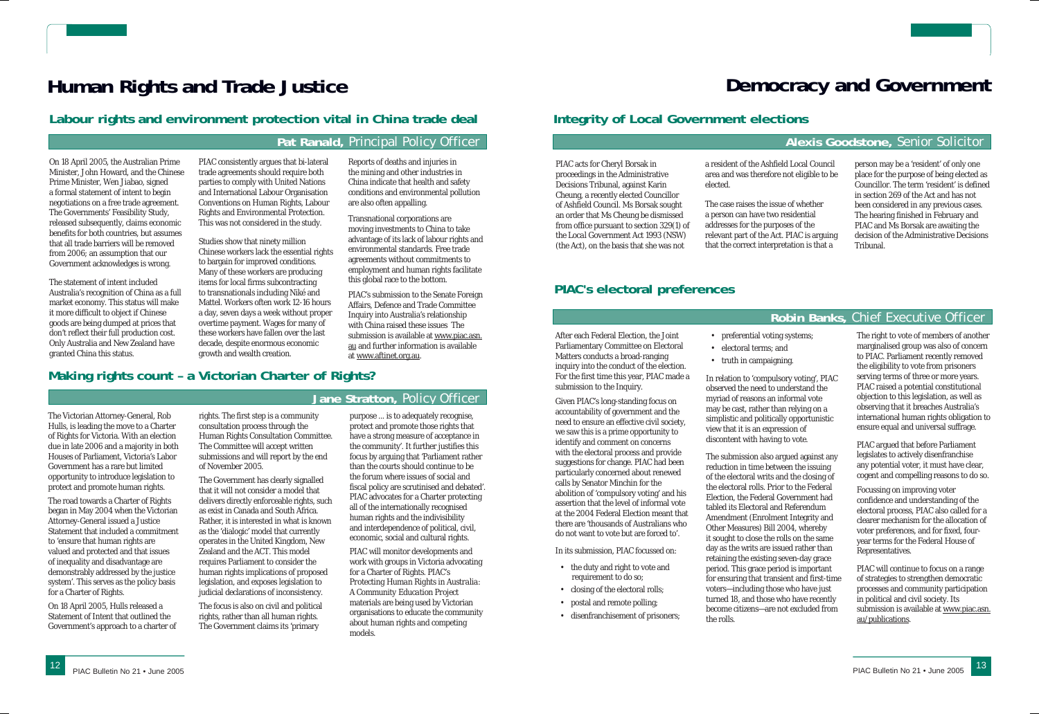# Human Rights and Trade Justice

## Labour rights and environment protection vital in China trade deal

**Pat Ranald,** Principal Policy Officer

On 18 April 2005, the Australian Prime Minister, John Howard, and the Chinese Prime Minister, Wen Jiabao, signed a formal statement of intent to begin negotiations on a free trade agreement. The Governments' Feasibility Study, released subsequently, claims economic benefits for both countries, but assumes that all trade barriers will be removed from 2006; an assumption that our Government acknowledges is wrong.

The statement of intent included Australia's recognition of China as a full market economy. This status will make it more difficult to object if Chinese goods are being dumped at prices that don't reflect their full production cost. Only Australia and New Zealand have granted China this status.

PIAC consistently argues that bi-lateral trade agreements should require both parties to comply with United Nations and International Labour Organisation Conventions on Human Rights, Labour Rights and Environmental Protection. This was not considered in the study.

Studies show that ninety million Chinese workers lack the essential rights to bargain for improved conditions. Many of these workers are producing items for local firms subcontracting to transnationals including Niké and Mattel. Workers often work 12-16 hours a day, seven days a week without proper overtime payment. Wages for many of these workers have fallen over the last decade, despite enormous economic growth and wealth creation.

Reports of deaths and injuries in the mining and other industries in China indicate that health and safety conditions and environmental pollution are also often appalling.

Transnational corporations are moving investments to China to take advantage of its lack of labour rights and environmental standards. Free trade agreements without commitments to employment and human rights facilitate this global race to the bottom.

PIAC's submission to the Senate Foreign Affairs, Defence and Trade Committee Inquiry into Australia's relationship with China raised these issues The submission is available at www.piac.asn.au and further information is available at www.aftinet.org.au.

## Making rights count – a Victorian Charter of Rights?

**Jane Stratton,** Policy Officer

The Victorian Attorney-General, Rob Hulls, is leading the move to a Charter of Rights for Victoria. With an election due in late 2006 and a majority in both Houses of Parliament, Victoria's Labor Government has a rare but limited opportunity to introduce legislation to protect and promote human rights.

The road towards a Charter of Rights began in May 2004 when the Victorian Attorney-General issued a Justice Statement that included a commitment to 'ensure that human rights are valued and protected and that issues of inequality and disadvantage are demonstrably addressed by the justice system'. This serves as the policy basis for a Charter of Rights.

On 18 April 2005, Hulls released a Statement of Intent that outlined the Government's approach to a charter of rights. The first step is a community consultation process through the Human Rights Consultation Committee. The Committee will accept written submissions and will report by the end of November 2005.

The Government has clearly signalled that it will not consider a model that delivers directly enforceable rights, such as exist in Canada and South Africa. Rather, it is interested in what is known as the 'dialogic' model that currently operates in the United Kingdom, New Zealand and the ACT. This model requires Parliament to consider the human rights implications of proposed legislation, and exposes legislation to judicial declarations of inconsistency.

The focus is also on civil and political rights, rather than all human rights. The Government claims its 'primary purpose ... is to adequately recognise, protect and promote those rights that have a strong measure of acceptance in the community'. It further justifies this focus by arguing that 'Parliament rather than the courts should continue to be the forum where issues of social and fiscal policy are scrutinised and debated'. PIAC advocates for a Charter protecting all of the internationally recognised human rights and the indivisibility and interdependence of political, civil, economic, social and cultural rights.

PIAC will monitor developments and work with groups in Victoria advocating for a Charter of Rights. PIAC's *Protecting Human Rights in Australia: A Community Education Project* materials are being used by Victorian organisations to educate the community about human rights and competing models.

# Democracy and Government

## Integrity of Local Government elections

**Alexis Goodstone,** Senior Solicitor

PIAC acts for Cheryl Borsak in proceedings in the Administrative Decisions Tribunal, against Karin Cheung, a recently elected Councillor of Ashfield Council. Ms Borsak sought an order that Ms Cheung be dismissed from office pursuant to section 329(1) of the Local Government Act 1993 (NSW) (the Act), on the basis that she was not a resident of the Ashfield Local Council area and was therefore not eligible to be elected.

The case raises the issue of whether a person can have two residential addresses for the purposes of the relevant part of the Act. PIAC is arguing that the correct interpretation is that a person may be a 'resident' of only one place for the purpose of being elected as Councillor. The term 'resident' is defined in section 269 of the Act and has not been considered in any previous cases. The hearing finished in February and PIAC and Ms Borsak are awaiting the decision of the Administrative Decisions Tribunal.

## PIAC's electoral preferences

**Robin Banks,** Chief Executive Officer

After each Federal Election, the Joint Parliamentary Committee on Electoral Matters conducts a broad-ranging inquiry into the conduct of the election. For the first time this year, PIAC made a submission to the Inquiry.

Given PIAC's long-standing focus on accountability of government and the need to ensure an effective civil society, we saw this is a prime opportunity to identify and comment on concerns with the electoral process and provide suggestions for change. PIAC had been particularly concerned about renewed calls by Senator Minchin for the abolition of 'compulsory voting' and his assertion that the level of informal vote at the 2004 Federal Election meant that there are 'thousands of Australians who do not want to vote but are forced to'.

In its submission, PIAC focussed on:

- the duty and right to vote and requirement to do so;
- closing of the electoral rolls;
- postal and remote polling;
- disenfranchisement of prisoners;
- preferential voting systems;
- electoral terms; and
- truth in campaigning.

In relation to 'compulsory voting', PIAC observed the need to understand the myriad of reasons an informal vote may be cast, rather than relying on a simplistic and politically opportunistic view that it is an expression of discontent with having to vote.

The submission also argued against any reduction in time between the issuing of the electoral writs and the closing of the electoral rolls. Prior to the Federal Election, the Federal Government had tabled its Electoral and Referendum Amendment (Enrolment Integrity and Other Measures) Bill 2004, whereby it sought to close the rolls on the same day as the writs are issued rather than retaining the existing seven-day grace period. This grace period is important for ensuring that transient and first-time voters—including those who have just turned 18, and those who have recently become citizens—are not excluded from the rolls.

The right to vote of members of another marginalised group was also of concern to PIAC. Parliament recently removed the eligibility to vote from prisoners serving terms of three or more years. PIAC raised a potential constitutional objection to this legislation, as well as observing that it breaches Australia's international human rights obligation to ensure equal and universal suffrage.

PIAC argued that before Parliament legislates to actively disenfranchise any potential voter, it must have clear, cogent and compelling reasons to do so.

Focussing on improving voter confidence and understanding of the electoral process, PIAC also called for a clearer mechanism for the allocation of voter preferences, and for fixed, four-year terms for the Federal House of Representatives.

PIAC will continue to focus on a range of strategies to strengthen democratic processes and community participation in political and civil society. Its submission is available at www.piac.asn.au/publications.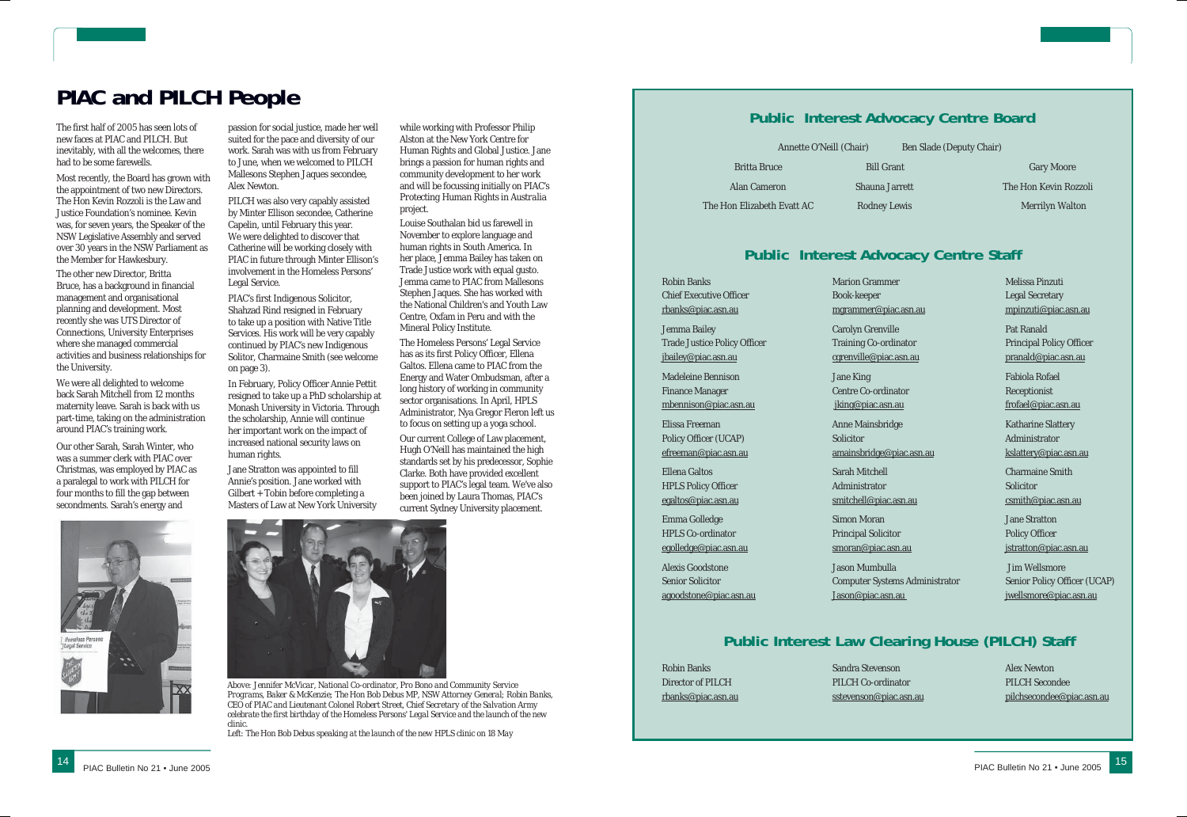# PIAC and PILCH People

The first half of 2005 has seen lots of new faces at PIAC and PILCH. But inevitably, with all the welcomes, there had to be some farewells.

Most recently, the Board has grown with the appointment of two new Directors. The Hon Kevin Rozzoli is the Law and Justice Foundation's nominee. Kevin was, for seven years, the Speaker of the NSW Legislative Assembly and served over 30 years in the NSW Parliament as the Member for Hawkesbury.

The other new Director, Britta Bruce, has a background in financial management and organisational planning and development. Most recently she was UTS Director of Connections, University Enterprises where she managed commercial activities and business relationships for the University.

We were all delighted to welcome back Sarah Mitchell from 12 months maternity leave. Sarah is back with us part-time, taking on the administration around PIAC's training work.

Our other Sarah, Sarah Winter, who was a summer clerk with PIAC over Christmas, was employed by PIAC as a paralegal to work with PILCH for four months to fill the gap between secondments. Sarah's energy and passion for social justice, made her well suited for the pace and diversity of our work. Sarah was with us from February to June, when we welcomed to PILCH Mallesons Stephen Jaques secondee, Alex Newton.

PILCH was also very capably assisted by Minter Ellison secondee, Catherine Capelin, until February this year. We were delighted to discover that Catherine will be working closely with PIAC in future through Minter Ellison's involvement in the Homeless Persons' Legal Service.

PIAC's first Indigenous Solicitor, Shahzad Rind resigned in February to take up a position with Native Title Services. His work will be very capably continued by PIAC's new Indigenous Solitor, Charmaine Smith (see welcome on page 3).

In February, Policy Officer Annie Pettit resigned to take up a PhD scholarship at Monash University in Victoria. Through the scholarship, Annie will continue her important work on the impact of increased national security laws on human rights.

Jane Stratton was appointed to fill Annie's position. Jane worked with Gilbert + Tobin before completing a Masters of Law at New York University while working with Professor Philip Alston at the New York Centre for Human Rights and Global Justice. Jane brings a passion for human rights and community development to her work and will be focussing initially on PIAC's *Protecting Human Rights in Australia* project.

Louise Southalan bid us farewell in November to explore language and human rights in South America. In her place, Jemma Bailey has taken on Trade Justice work with equal gusto. Jemma came to PIAC from Mallesons Stephen Jaques. She has worked with the National Children's and Youth Law Centre, Oxfam in Peru and with the Mineral Policy Institute.

The Homeless Persons' Legal Service has as its first Policy Officer, Ellena Galtos. Ellena came to PIAC from the Energy and Water Ombudsman, after a long history of working in community sector organisations. In April, HPLS Administrator, Nya Gregor Fleron left us to focus on setting up a yoga school.

Our current College of Law placement, Hugh O'Neill has maintained the high standards set by his predecessor, Sophie Clarke. Both have provided excellent support to PIAC's legal team. We've also been joined by Laura Thomas, PIAC's current Sydney University placement.

*Above: Jennifer McVicar, National Co-ordinator, Pro Bono and Community Service Programs, Baker & McKenzie; The Hon Bob Debus MP, NSW Attorney General; Robin Banks, CEO of PIAC and Lieutenant Colonel Robert Street, Chief Secretary of the Salvation Army celebrate the first birthday of the Homeless Persons' Legal Service and the launch of the new clinic.*

*Left: The Hon Bob Debus speaking at the launch of the new HPLS clinic on 18 May*

## Public Interest Advocacy Centre Board

Annette O'Neill (Chair)
Ben Slade (Deputy Chair)

Britta Bruce
Bill Grant
Gary Moore
Alan Cameron
Shauna Jarrett
The Hon Kevin Rozzoli
The Hon Elizabeth Evatt AC
Rodney Lewis
Merrilyn Walton

## Public Interest Advocacy Centre Staff

Robin Banks
Chief Executive Officer
rbanks@piac.asn.au

Jemma Bailey
Trade Justice Policy Officer
jbailey@piac.asn.au

Madeleine Bennison
Finance Manager
mbennison@piac.asn.au

Elissa Freeman
Policy Officer (UCAP)
efreeman@piac.asn.au

Ellena Galtos
HPLS Policy Officer
egaltos@piac.asn.au

Emma Golledge
HPLS Co-ordinator
egolledge@piac.asn.au

Alexis Goodstone
Senior Solicitor
agoodstone@piac.asn.au

Marion Grammer
Book-keeper
mgrammer@piac.asn.au

Carolyn Grenville
Training Co-ordinator
cgrenville@piac.asn.au

Jane King
Centre Co-ordinator
jking@piac.asn.au

Anne Mainsbridge
Solicitor
amainsbridge@piac.asn.au

Sarah Mitchell
Administrator
smitchell@piac.asn.au

Simon Moran
Principal Solicitor
smoran@piac.asn.au

Jason Mumbulla
Computer Systems Administrator
Jason@piac.asn.au

Melissa Pinzuti
Legal Secretary
mpinzuti@piac.asn.au

Pat Ranald
Principal Policy Officer
pranald@piac.asn.au

Fabiola Rofael
Receptionist
frofael@piac.asn.au

Katharine Slattery
Administrator
kslattery@piac.asn.au

Charmaine Smith
Solicitor
csmith@piac.asn.au

Jane Stratton
Policy Officer
jstratton@piac.asn.au

Jim Wellsmore
Senior Policy Officer (UCAP)
jwellsmore@piac.asn.au

## Public Interest Law Clearing House (PILCH) Staff

Robin Banks
Director of PILCH
rbanks@piac.asn.au

Sandra Stevenson
PILCH Co-ordinator
sstevenson@piac.asn.au

Alex Newton
PILCH Secondee
pilchsecondee@piac.asn.au